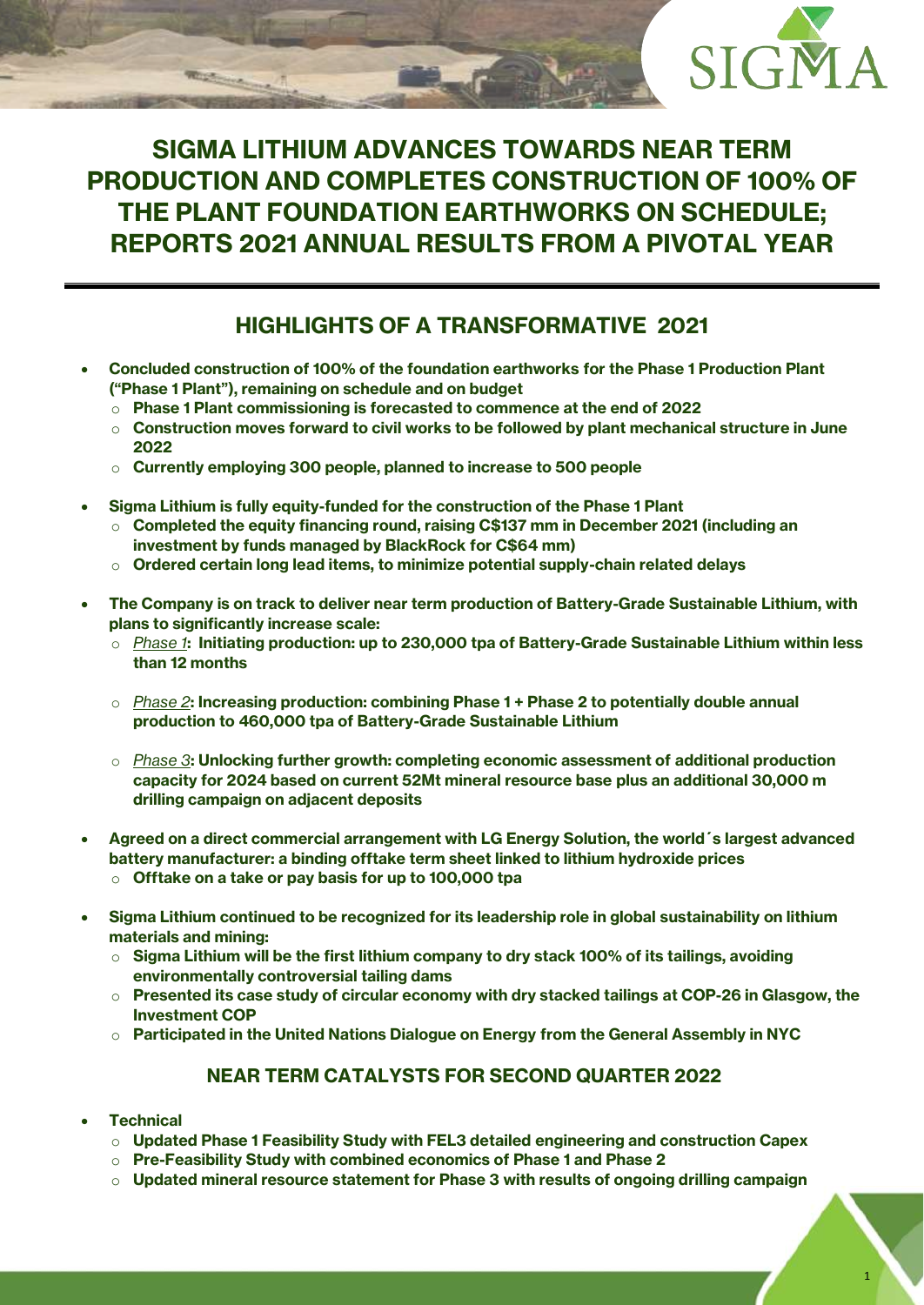# SIGMA LITHIUM ADVANCES TOWARDS NEAR TERM PRODUCTION AND COMPLETES CONSTRUCTION OF 100% OF THE PLANT FOUNDATION EARTHWORKS ON SCHEDULE; REPORTS 2021 ANNUAL RESULTS FROM A PIVOTAL YEAR

## HIGHLIGHTS OF A TRANSFORMATIVE 2021

- **Concluded construction of 100% of the foundation earthworks for the Phase 1 Production Plant ("Phase 1 Plant"), remaining on schedule and on budget**
  - **Phase 1 Plant commissioning is forecasted to commence at the end of 2022**
  - **Construction moves forward to civil works to be followed by plant mechanical structure in June 2022**
  - **Currently employing 300 people, planned to increase to 500 people**
- **Sigma Lithium is fully equity-funded for the construction of the Phase 1 Plant**
  - **Completed the equity financing round, raising C$137 mm in December 2021 (including an investment by funds managed by BlackRock for C$64 mm)**
  - **Ordered certain long lead items, to minimize potential supply-chain related delays**
- **The Company is on track to deliver near term production of Battery-Grade Sustainable Lithium, with plans to significantly increase scale:**
  - *Phase 1*: **Initiating production: up to 230,000 tpa of Battery-Grade Sustainable Lithium within less than 12 months**
  - *Phase 2*: **Increasing production: combining Phase 1 + Phase 2 to potentially double annual production to 460,000 tpa of Battery-Grade Sustainable Lithium**
  - *Phase 3*: **Unlocking further growth: completing economic assessment of additional production capacity for 2024 based on current 52Mt mineral resource base plus an additional 30,000 m drilling campaign on adjacent deposits**
- **Agreed on a direct commercial arrangement with LG Energy Solution, the world´s largest advanced battery manufacturer: a binding offtake term sheet linked to lithium hydroxide prices**
  - **Offtake on a take or pay basis for up to 100,000 tpa**
- **Sigma Lithium continued to be recognized for its leadership role in global sustainability on lithium materials and mining:**
  - **Sigma Lithium will be the first lithium company to dry stack 100% of its tailings, avoiding environmentally controversial tailing dams**
  - **Presented its case study of circular economy with dry stacked tailings at COP-26 in Glasgow, the Investment COP**
  - **Participated in the United Nations Dialogue on Energy from the General Assembly in NYC**

## NEAR TERM CATALYSTS FOR SECOND QUARTER 2022

- **Technical**
  - **Updated Phase 1 Feasibility Study with FEL3 detailed engineering and construction Capex**
  - **Pre-Feasibility Study with combined economics of Phase 1 and Phase 2**
  - **Updated mineral resource statement for Phase 3 with results of ongoing drilling campaign**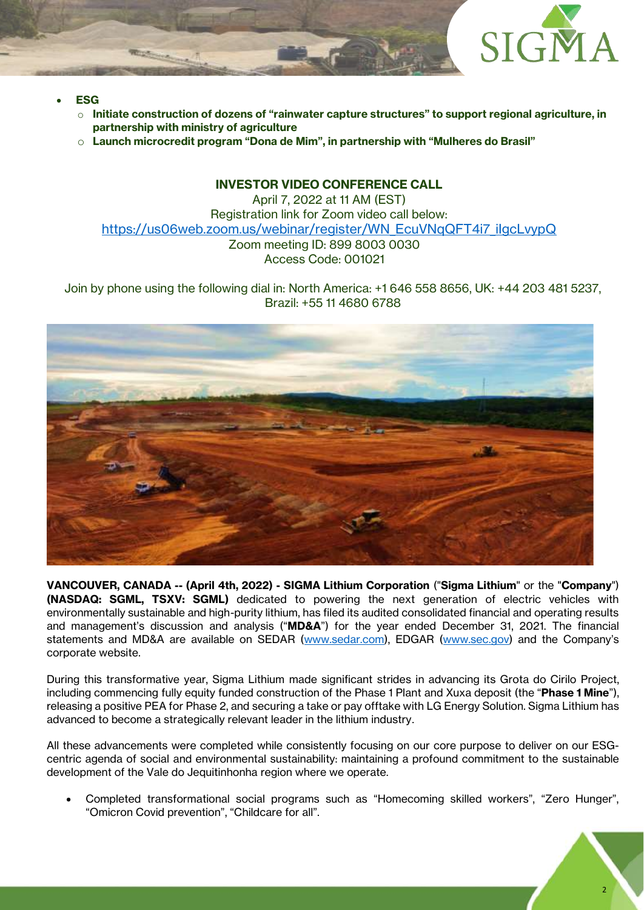- **ESG**
  - **Initiate construction of dozens of "rainwater capture structures" to support regional agriculture, in partnership with ministry of agriculture**
  - **Launch microcredit program "Dona de Mim", in partnership with "Mulheres do Brasil"**

**INVESTOR VIDEO CONFERENCE CALL**

April 7, 2022 at 11 AM (EST)
Registration link for Zoom video call below:
https://us06web.zoom.us/webinar/register/WN_EcuVNqQFT4i7_ilgcLvypQ
Zoom meeting ID: 899 8003 0030
Access Code: 001021

Join by phone using the following dial in: North America: +1 646 558 8656, UK: +44 203 481 5237, Brazil: +55 11 4680 6788

**VANCOUVER, CANADA -- (April 4th, 2022) - SIGMA Lithium Corporation** ("**Sigma Lithium**" or the "**Company**") **(NASDAQ: SGML, TSXV: SGML)** dedicated to powering the next generation of electric vehicles with environmentally sustainable and high-purity lithium, has filed its audited consolidated financial and operating results and management's discussion and analysis ("**MD&A**") for the year ended December 31, 2021. The financial statements and MD&A are available on SEDAR (www.sedar.com), EDGAR (www.sec.gov) and the Company's corporate website.

During this transformative year, Sigma Lithium made significant strides in advancing its Grota do Cirilo Project, including commencing fully equity funded construction of the Phase 1 Plant and Xuxa deposit (the "**Phase 1 Mine**"), releasing a positive PEA for Phase 2, and securing a take or pay offtake with LG Energy Solution. Sigma Lithium has advanced to become a strategically relevant leader in the lithium industry.

All these advancements were completed while consistently focusing on our core purpose to deliver on our ESG-centric agenda of social and environmental sustainability: maintaining a profound commitment to the sustainable development of the Vale do Jequitinhonha region where we operate.

- Completed transformational social programs such as "Homecoming skilled workers", "Zero Hunger", "Omicron Covid prevention", "Childcare for all".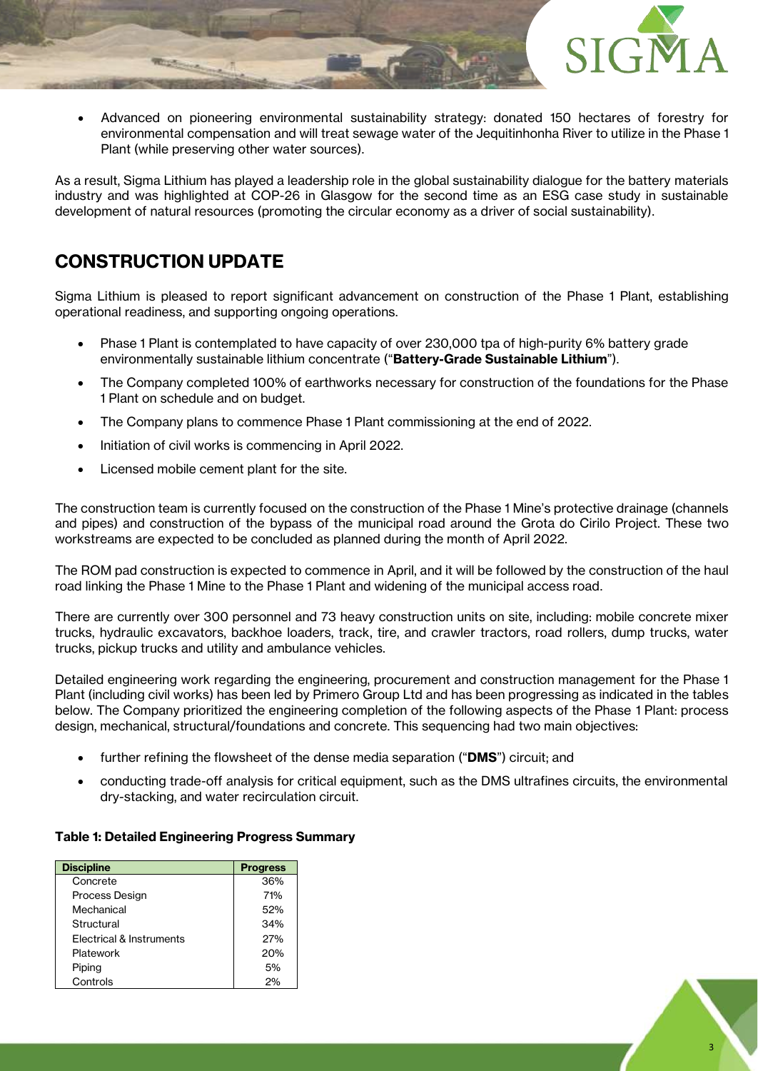- Advanced on pioneering environmental sustainability strategy: donated 150 hectares of forestry for environmental compensation and will treat sewage water of the Jequitinhonha River to utilize in the Phase 1 Plant (while preserving other water sources).

As a result, Sigma Lithium has played a leadership role in the global sustainability dialogue for the battery materials industry and was highlighted at COP-26 in Glasgow for the second time as an ESG case study in sustainable development of natural resources (promoting the circular economy as a driver of social sustainability).

## CONSTRUCTION UPDATE

Sigma Lithium is pleased to report significant advancement on construction of the Phase 1 Plant, establishing operational readiness, and supporting ongoing operations.

- Phase 1 Plant is contemplated to have capacity of over 230,000 tpa of high-purity 6% battery grade environmentally sustainable lithium concentrate ("**Battery-Grade Sustainable Lithium**").
- The Company completed 100% of earthworks necessary for construction of the foundations for the Phase 1 Plant on schedule and on budget.
- The Company plans to commence Phase 1 Plant commissioning at the end of 2022.
- Initiation of civil works is commencing in April 2022.
- Licensed mobile cement plant for the site.

The construction team is currently focused on the construction of the Phase 1 Mine's protective drainage (channels and pipes) and construction of the bypass of the municipal road around the Grota do Cirilo Project. These two workstreams are expected to be concluded as planned during the month of April 2022.

The ROM pad construction is expected to commence in April, and it will be followed by the construction of the haul road linking the Phase 1 Mine to the Phase 1 Plant and widening of the municipal access road.

There are currently over 300 personnel and 73 heavy construction units on site, including: mobile concrete mixer trucks, hydraulic excavators, backhoe loaders, track, tire, and crawler tractors, road rollers, dump trucks, water trucks, pickup trucks and utility and ambulance vehicles.

Detailed engineering work regarding the engineering, procurement and construction management for the Phase 1 Plant (including civil works) has been led by Primero Group Ltd and has been progressing as indicated in the tables below. The Company prioritized the engineering completion of the following aspects of the Phase 1 Plant: process design, mechanical, structural/foundations and concrete. This sequencing had two main objectives:

- further refining the flowsheet of the dense media separation ("**DMS**") circuit; and
- conducting trade-off analysis for critical equipment, such as the DMS ultrafines circuits, the environmental dry-stacking, and water recirculation circuit.

**Table 1: Detailed Engineering Progress Summary**

| Discipline | Progress |
|---|---|
| Concrete | 36% |
| Process Design | 71% |
| Mechanical | 52% |
| Structural | 34% |
| Electrical & Instruments | 27% |
| Platework | 20% |
| Piping | 5% |
| Controls | 2% |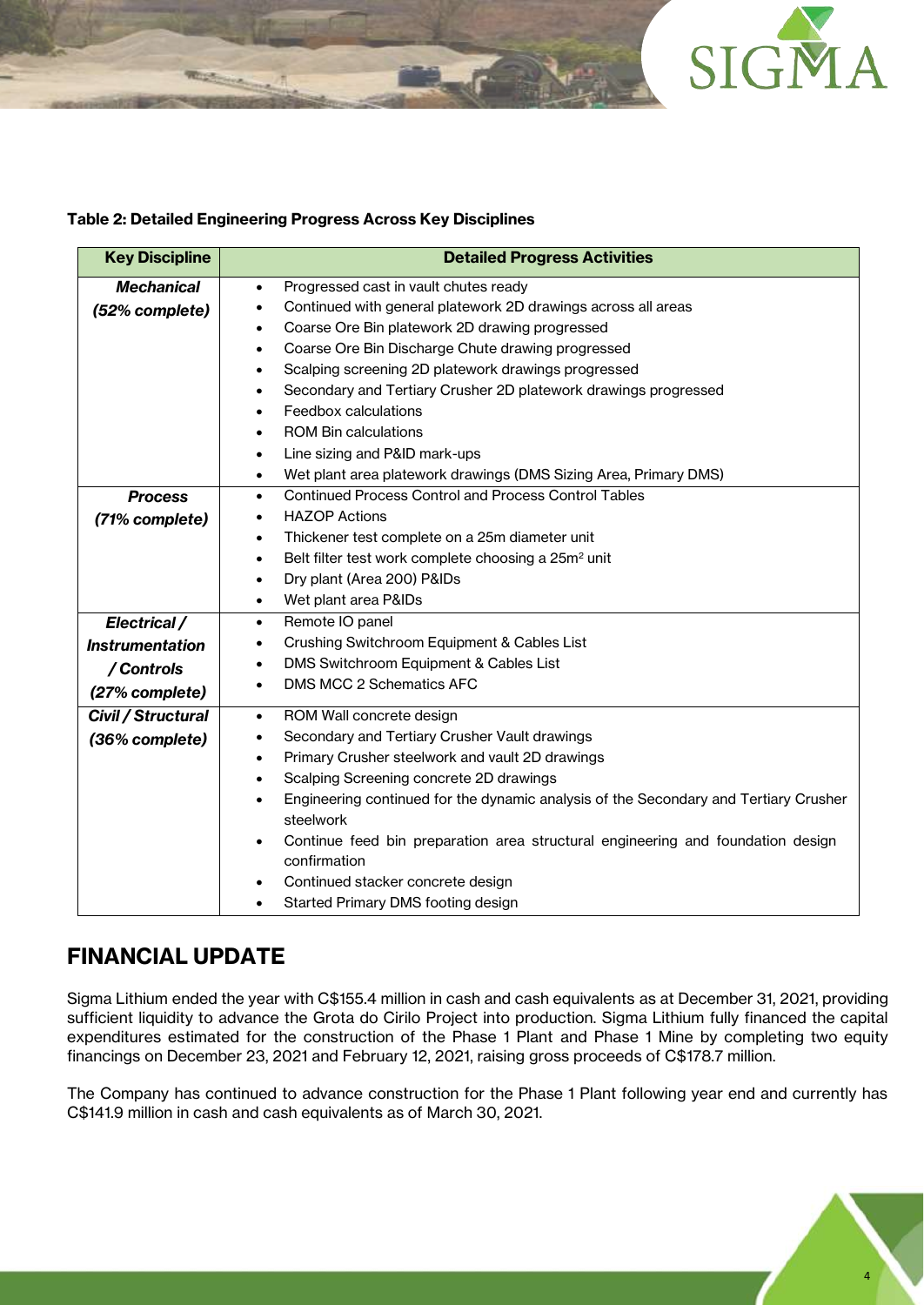**Table 2: Detailed Engineering Progress Across Key Disciplines**

| Key Discipline | Detailed Progress Activities |
|---|---|
| ***Mechanical (52% complete)*** | • Progressed cast in vault chutes ready<br>• Continued with general platework 2D drawings across all areas<br>• Coarse Ore Bin platework 2D drawing progressed<br>• Coarse Ore Bin Discharge Chute drawing progressed<br>• Scalping screening 2D platework drawings progressed<br>• Secondary and Tertiary Crusher 2D platework drawings progressed<br>• Feedbox calculations<br>• ROM Bin calculations<br>• Line sizing and P&ID mark-ups<br>• Wet plant area platework drawings (DMS Sizing Area, Primary DMS) |
| ***Process (71% complete)*** | • Continued Process Control and Process Control Tables<br>• HAZOP Actions<br>• Thickener test complete on a 25m diameter unit<br>• Belt filter test work complete choosing a 25m² unit<br>• Dry plant (Area 200) P&IDs<br>• Wet plant area P&IDs |
| ***Electrical / Instrumentation / Controls (27% complete)*** | • Remote IO panel<br>• Crushing Switchroom Equipment & Cables List<br>• DMS Switchroom Equipment & Cables List<br>• DMS MCC 2 Schematics AFC |
| ***Civil / Structural (36% complete)*** | • ROM Wall concrete design<br>• Secondary and Tertiary Crusher Vault drawings<br>• Primary Crusher steelwork and vault 2D drawings<br>• Scalping Screening concrete 2D drawings<br>• Engineering continued for the dynamic analysis of the Secondary and Tertiary Crusher steelwork<br>• Continue feed bin preparation area structural engineering and foundation design confirmation<br>• Continued stacker concrete design<br>• Started Primary DMS footing design |

## FINANCIAL UPDATE

Sigma Lithium ended the year with C$155.4 million in cash and cash equivalents as at December 31, 2021, providing sufficient liquidity to advance the Grota do Cirilo Project into production. Sigma Lithium fully financed the capital expenditures estimated for the construction of the Phase 1 Plant and Phase 1 Mine by completing two equity financings on December 23, 2021 and February 12, 2021, raising gross proceeds of C$178.7 million.

The Company has continued to advance construction for the Phase 1 Plant following year end and currently has C$141.9 million in cash and cash equivalents as of March 30, 2021.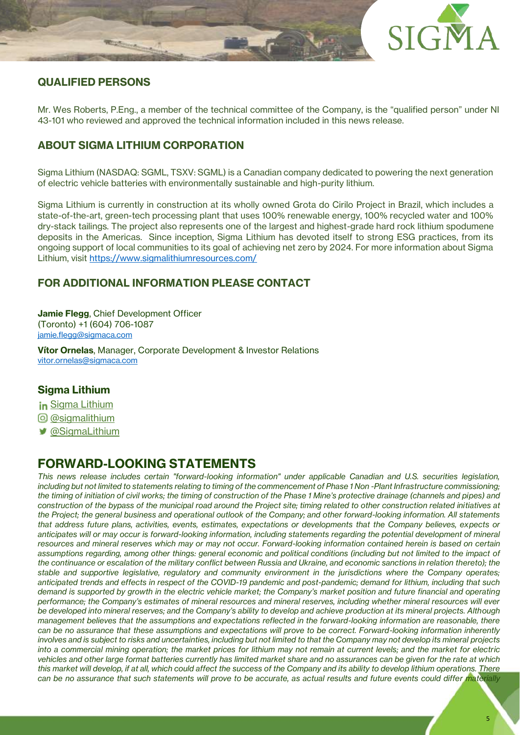## QUALIFIED PERSONS

Mr. Wes Roberts, P.Eng., a member of the technical committee of the Company, is the "qualified person" under NI 43-101 who reviewed and approved the technical information included in this news release.

## ABOUT SIGMA LITHIUM CORPORATION

Sigma Lithium (NASDAQ: SGML, TSXV: SGML) is a Canadian company dedicated to powering the next generation of electric vehicle batteries with environmentally sustainable and high-purity lithium.

Sigma Lithium is currently in construction at its wholly owned Grota do Cirilo Project in Brazil, which includes a state-of-the-art, green-tech processing plant that uses 100% renewable energy, 100% recycled water and 100% dry-stack tailings. The project also represents one of the largest and highest-grade hard rock lithium spodumene deposits in the Americas. Since inception, Sigma Lithium has devoted itself to strong ESG practices, from its ongoing support of local communities to its goal of achieving net zero by 2024. For more information about Sigma Lithium, visit https://www.sigmalithiumresources.com/

## FOR ADDITIONAL INFORMATION PLEASE CONTACT

**Jamie Flegg**, Chief Development Officer
(Toronto) +1 (604) 706-1087
jamie.flegg@sigmaca.com

**Vítor Ornelas**, Manager, Corporate Development & Investor Relations
vitor.ornelas@sigmaca.com

### Sigma Lithium

- Sigma Lithium
- @sigmalithium
- @SigmaLithium

## FORWARD-LOOKING STATEMENTS

*This news release includes certain "forward-looking information" under applicable Canadian and U.S. securities legislation, including but not limited to statements relating to timing of the commencement of Phase 1 Non -Plant Infrastructure commissioning; the timing of initiation of civil works; the timing of construction of the Phase 1 Mine's protective drainage (channels and pipes) and construction of the bypass of the municipal road around the Project site; timing related to other construction related initiatives at the Project; the general business and operational outlook of the Company; and other forward-looking information. All statements that address future plans, activities, events, estimates, expectations or developments that the Company believes, expects or anticipates will or may occur is forward-looking information, including statements regarding the potential development of mineral resources and mineral reserves which may or may not occur. Forward-looking information contained herein is based on certain assumptions regarding, among other things: general economic and political conditions (including but not limited to the impact of the continuance or escalation of the military conflict between Russia and Ukraine, and economic sanctions in relation thereto); the stable and supportive legislative, regulatory and community environment in the jurisdictions where the Company operates; anticipated trends and effects in respect of the COVID-19 pandemic and post-pandemic; demand for lithium, including that such demand is supported by growth in the electric vehicle market; the Company's market position and future financial and operating performance; the Company's estimates of mineral resources and mineral reserves, including whether mineral resources will ever be developed into mineral reserves; and the Company's ability to develop and achieve production at its mineral projects. Although management believes that the assumptions and expectations reflected in the forward-looking information are reasonable, there can be no assurance that these assumptions and expectations will prove to be correct. Forward-looking information inherently involves and is subject to risks and uncertainties, including but not limited to that the Company may not develop its mineral projects into a commercial mining operation; the market prices for lithium may not remain at current levels; and the market for electric vehicles and other large format batteries currently has limited market share and no assurances can be given for the rate at which this market will develop, if at all, which could affect the success of the Company and its ability to develop lithium operations. There can be no assurance that such statements will prove to be accurate, as actual results and future events could differ materially*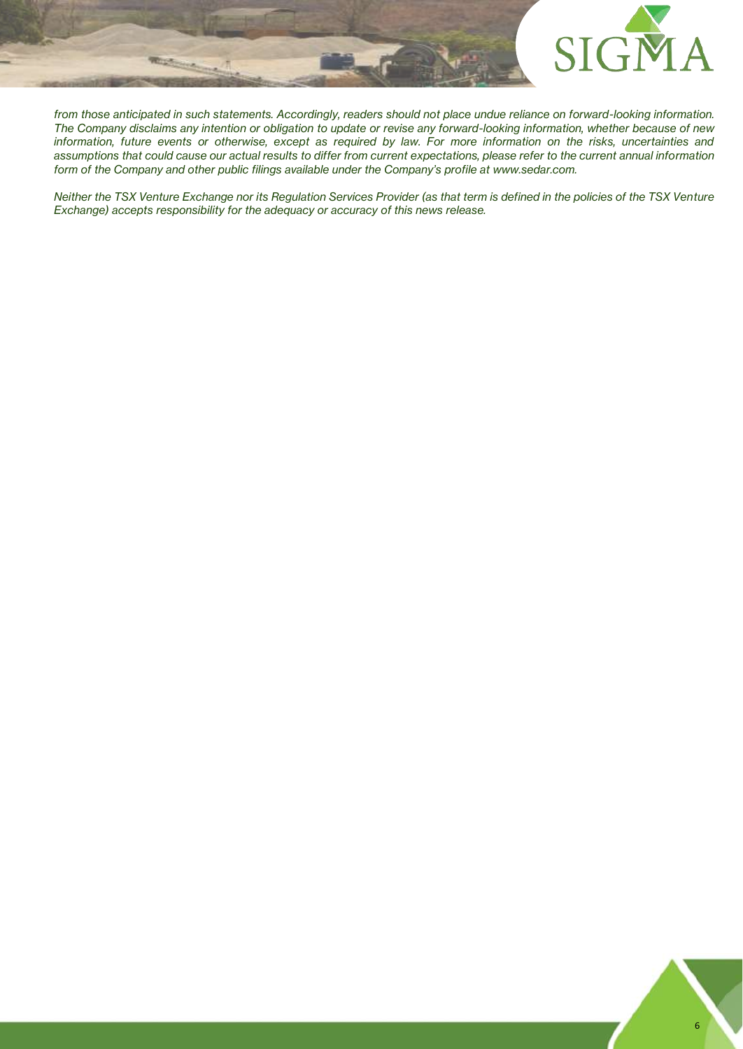*from those anticipated in such statements. Accordingly, readers should not place undue reliance on forward-looking information. The Company disclaims any intention or obligation to update or revise any forward-looking information, whether because of new information, future events or otherwise, except as required by law. For more information on the risks, uncertainties and assumptions that could cause our actual results to differ from current expectations, please refer to the current annual information form of the Company and other public filings available under the Company's profile at www.sedar.com.*

*Neither the TSX Venture Exchange nor its Regulation Services Provider (as that term is defined in the policies of the TSX Venture Exchange) accepts responsibility for the adequacy or accuracy of this news release.*